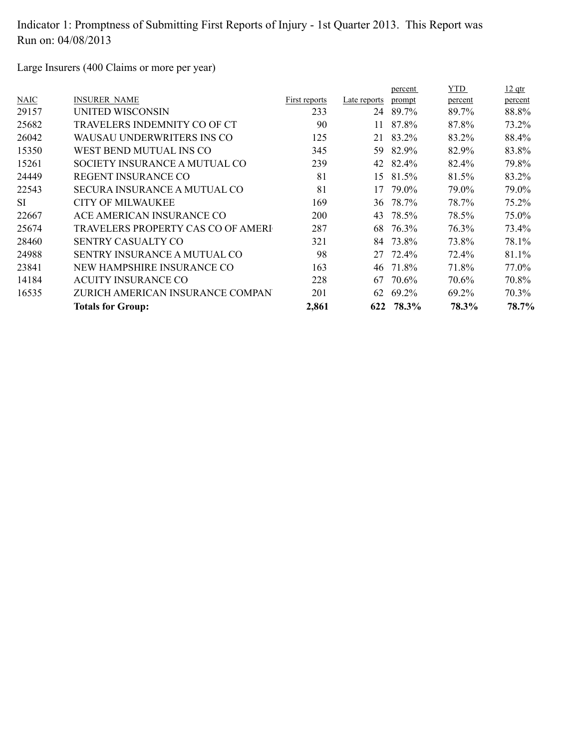Indicator 1: Promptness of Submitting First Reports of Injury - 1st Quarter 2013. This Report was Run on: 04/08/2013

Large Insurers (400 Claims or more per year)

| NAIC | INSURER NAME | First reports | Late reports | percent prompt | YTD percent | 12 qtr percent |
|---|---|---|---|---|---|---|
| 29157 | UNITED WISCONSIN | 233 | 24 | 89.7% | 89.7% | 88.8% |
| 25682 | TRAVELERS INDEMNITY CO OF CT | 90 | 11 | 87.8% | 87.8% | 73.2% |
| 26042 | WAUSAU UNDERWRITERS INS CO | 125 | 21 | 83.2% | 83.2% | 88.4% |
| 15350 | WEST BEND MUTUAL INS CO | 345 | 59 | 82.9% | 82.9% | 83.8% |
| 15261 | SOCIETY INSURANCE A MUTUAL CO | 239 | 42 | 82.4% | 82.4% | 79.8% |
| 24449 | REGENT INSURANCE CO | 81 | 15 | 81.5% | 81.5% | 83.2% |
| 22543 | SECURA INSURANCE A MUTUAL CO | 81 | 17 | 79.0% | 79.0% | 79.0% |
| SI | CITY OF MILWAUKEE | 169 | 36 | 78.7% | 78.7% | 75.2% |
| 22667 | ACE AMERICAN INSURANCE CO | 200 | 43 | 78.5% | 78.5% | 75.0% |
| 25674 | TRAVELERS PROPERTY CAS CO OF AMERI | 287 | 68 | 76.3% | 76.3% | 73.4% |
| 28460 | SENTRY CASUALTY CO | 321 | 84 | 73.8% | 73.8% | 78.1% |
| 24988 | SENTRY INSURANCE A MUTUAL CO | 98 | 27 | 72.4% | 72.4% | 81.1% |
| 23841 | NEW HAMPSHIRE INSURANCE CO | 163 | 46 | 71.8% | 71.8% | 77.0% |
| 14184 | ACUITY INSURANCE CO | 228 | 67 | 70.6% | 70.6% | 70.8% |
| 16535 | ZURICH AMERICAN INSURANCE COMPAN | 201 | 62 | 69.2% | 69.2% | 70.3% |
| | **Totals for Group:** | **2,861** | **622** | **78.3%** | **78.3%** | **78.7%** |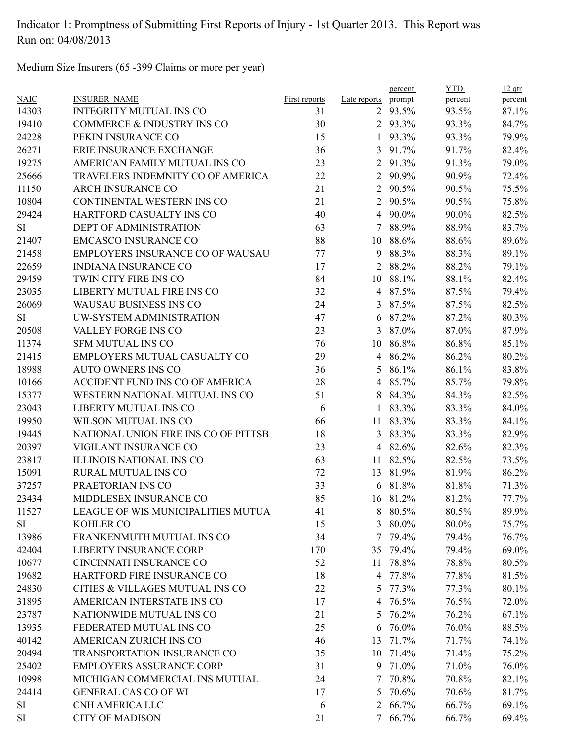Indicator 1: Promptness of Submitting First Reports of Injury - 1st Quarter 2013. This Report was Run on: 04/08/2013

Medium Size Insurers (65 -399 Claims or more per year)

| NAIC | INSURER NAME | First reports | Late reports | percent prompt | YTD percent | 12 qtr percent |
|---|---|---|---|---|---|---|
| 14303 | INTEGRITY MUTUAL INS CO | 31 | 2 | 93.5% | 93.5% | 87.1% |
| 19410 | COMMERCE & INDUSTRY INS CO | 30 | 2 | 93.3% | 93.3% | 84.7% |
| 24228 | PEKIN INSURANCE CO | 15 | 1 | 93.3% | 93.3% | 79.9% |
| 26271 | ERIE INSURANCE EXCHANGE | 36 | 3 | 91.7% | 91.7% | 82.4% |
| 19275 | AMERICAN FAMILY MUTUAL INS CO | 23 | 2 | 91.3% | 91.3% | 79.0% |
| 25666 | TRAVELERS INDEMNITY CO OF AMERICA | 22 | 2 | 90.9% | 90.9% | 72.4% |
| 11150 | ARCH INSURANCE CO | 21 | 2 | 90.5% | 90.5% | 75.5% |
| 10804 | CONTINENTAL WESTERN INS CO | 21 | 2 | 90.5% | 90.5% | 75.8% |
| 29424 | HARTFORD CASUALTY INS CO | 40 | 4 | 90.0% | 90.0% | 82.5% |
| SI | DEPT OF ADMINISTRATION | 63 | 7 | 88.9% | 88.9% | 83.7% |
| 21407 | EMCASCO INSURANCE CO | 88 | 10 | 88.6% | 88.6% | 89.6% |
| 21458 | EMPLOYERS INSURANCE CO OF WAUSAU | 77 | 9 | 88.3% | 88.3% | 89.1% |
| 22659 | INDIANA INSURANCE CO | 17 | 2 | 88.2% | 88.2% | 79.1% |
| 29459 | TWIN CITY FIRE INS CO | 84 | 10 | 88.1% | 88.1% | 82.4% |
| 23035 | LIBERTY MUTUAL FIRE INS CO | 32 | 4 | 87.5% | 87.5% | 79.4% |
| 26069 | WAUSAU BUSINESS INS CO | 24 | 3 | 87.5% | 87.5% | 82.5% |
| SI | UW-SYSTEM ADMINISTRATION | 47 | 6 | 87.2% | 87.2% | 80.3% |
| 20508 | VALLEY FORGE INS CO | 23 | 3 | 87.0% | 87.0% | 87.9% |
| 11374 | SFM MUTUAL INS CO | 76 | 10 | 86.8% | 86.8% | 85.1% |
| 21415 | EMPLOYERS MUTUAL CASUALTY CO | 29 | 4 | 86.2% | 86.2% | 80.2% |
| 18988 | AUTO OWNERS INS CO | 36 | 5 | 86.1% | 86.1% | 83.8% |
| 10166 | ACCIDENT FUND INS CO OF AMERICA | 28 | 4 | 85.7% | 85.7% | 79.8% |
| 15377 | WESTERN NATIONAL MUTUAL INS CO | 51 | 8 | 84.3% | 84.3% | 82.5% |
| 23043 | LIBERTY MUTUAL INS CO | 6 | 1 | 83.3% | 83.3% | 84.0% |
| 19950 | WILSON MUTUAL INS CO | 66 | 11 | 83.3% | 83.3% | 84.1% |
| 19445 | NATIONAL UNION FIRE INS CO OF PITTSB | 18 | 3 | 83.3% | 83.3% | 82.9% |
| 20397 | VIGILANT INSURANCE CO | 23 | 4 | 82.6% | 82.6% | 82.3% |
| 23817 | ILLINOIS NATIONAL INS CO | 63 | 11 | 82.5% | 82.5% | 73.5% |
| 15091 | RURAL MUTUAL INS CO | 72 | 13 | 81.9% | 81.9% | 86.2% |
| 37257 | PRAETORIAN INS CO | 33 | 6 | 81.8% | 81.8% | 71.3% |
| 23434 | MIDDLESEX INSURANCE CO | 85 | 16 | 81.2% | 81.2% | 77.7% |
| 11527 | LEAGUE OF WIS MUNICIPALITIES MUTUA | 41 | 8 | 80.5% | 80.5% | 89.9% |
| SI | KOHLER CO | 15 | 3 | 80.0% | 80.0% | 75.7% |
| 13986 | FRANKENMUTH MUTUAL INS CO | 34 | 7 | 79.4% | 79.4% | 76.7% |
| 42404 | LIBERTY INSURANCE CORP | 170 | 35 | 79.4% | 79.4% | 69.0% |
| 10677 | CINCINNATI INSURANCE CO | 52 | 11 | 78.8% | 78.8% | 80.5% |
| 19682 | HARTFORD FIRE INSURANCE CO | 18 | 4 | 77.8% | 77.8% | 81.5% |
| 24830 | CITIES & VILLAGES MUTUAL INS CO | 22 | 5 | 77.3% | 77.3% | 80.1% |
| 31895 | AMERICAN INTERSTATE INS CO | 17 | 4 | 76.5% | 76.5% | 72.0% |
| 23787 | NATIONWIDE MUTUAL INS CO | 21 | 5 | 76.2% | 76.2% | 67.1% |
| 13935 | FEDERATED MUTUAL INS CO | 25 | 6 | 76.0% | 76.0% | 88.5% |
| 40142 | AMERICAN ZURICH INS CO | 46 | 13 | 71.7% | 71.7% | 74.1% |
| 20494 | TRANSPORTATION INSURANCE CO | 35 | 10 | 71.4% | 71.4% | 75.2% |
| 25402 | EMPLOYERS ASSURANCE CORP | 31 | 9 | 71.0% | 71.0% | 76.0% |
| 10998 | MICHIGAN COMMERCIAL INS MUTUAL | 24 | 7 | 70.8% | 70.8% | 82.1% |
| 24414 | GENERAL CAS CO OF WI | 17 | 5 | 70.6% | 70.6% | 81.7% |
| SI | CNH AMERICA LLC | 6 | 2 | 66.7% | 66.7% | 69.1% |
| SI | CITY OF MADISON | 21 | 7 | 66.7% | 66.7% | 69.4% |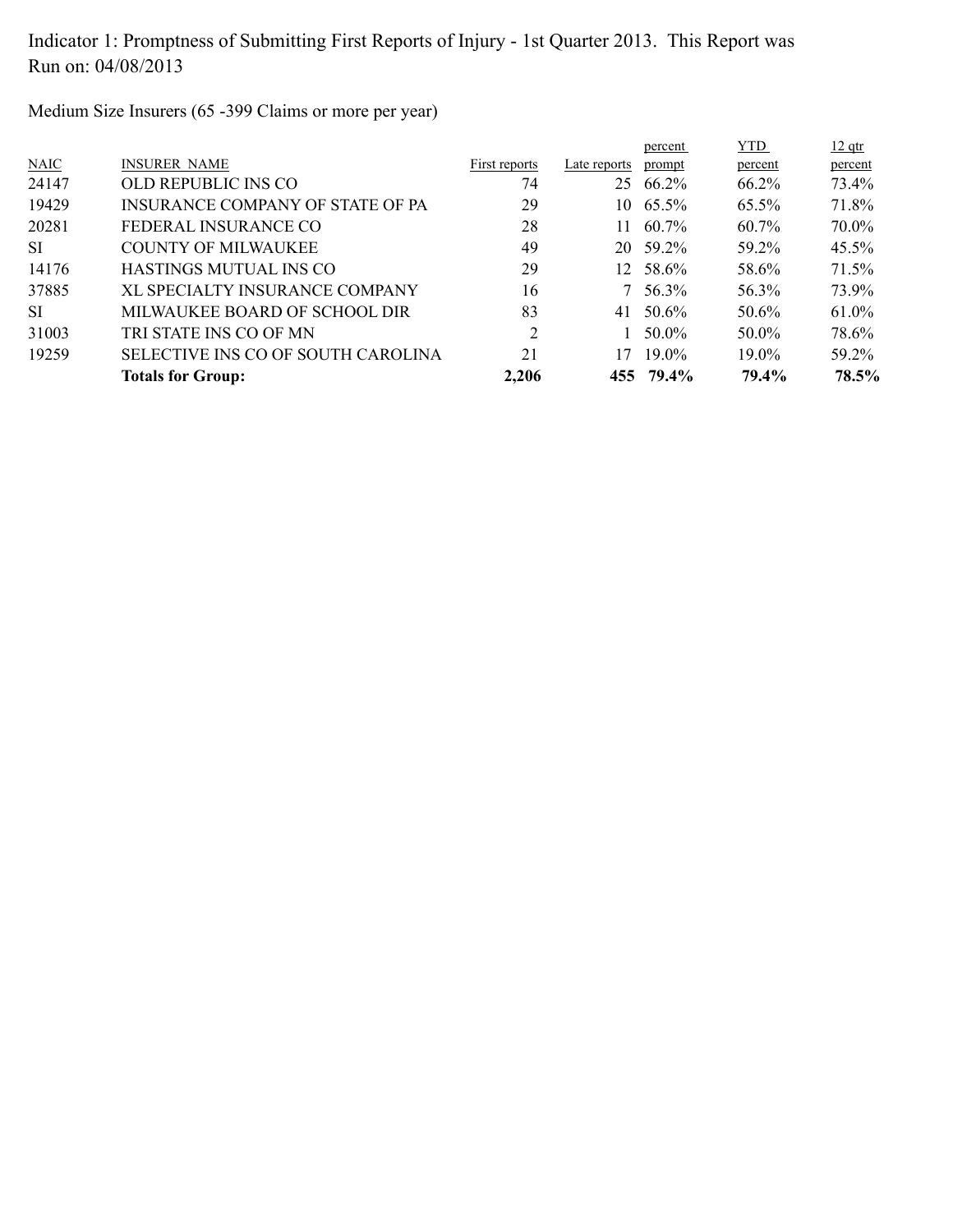Indicator 1: Promptness of Submitting First Reports of Injury - 1st Quarter 2013. This Report was Run on: 04/08/2013

Medium Size Insurers (65 -399 Claims or more per year)

| NAIC | INSURER NAME | First reports | Late reports | percent prompt | YTD percent | 12 qtr percent |
|---|---|---|---|---|---|---|
| 24147 | OLD REPUBLIC INS CO | 74 | 25 | 66.2% | 66.2% | 73.4% |
| 19429 | INSURANCE COMPANY OF STATE OF PA | 29 | 10 | 65.5% | 65.5% | 71.8% |
| 20281 | FEDERAL INSURANCE CO | 28 | 11 | 60.7% | 60.7% | 70.0% |
| SI | COUNTY OF MILWAUKEE | 49 | 20 | 59.2% | 59.2% | 45.5% |
| 14176 | HASTINGS MUTUAL INS CO | 29 | 12 | 58.6% | 58.6% | 71.5% |
| 37885 | XL SPECIALTY INSURANCE COMPANY | 16 | 7 | 56.3% | 56.3% | 73.9% |
| SI | MILWAUKEE BOARD OF SCHOOL DIR | 83 | 41 | 50.6% | 50.6% | 61.0% |
| 31003 | TRI STATE INS CO OF MN | 2 | 1 | 50.0% | 50.0% | 78.6% |
| 19259 | SELECTIVE INS CO OF SOUTH CAROLINA | 21 | 17 | 19.0% | 19.0% | 59.2% |
| | **Totals for Group:** | **2,206** | **455** | **79.4%** | **79.4%** | **78.5%** |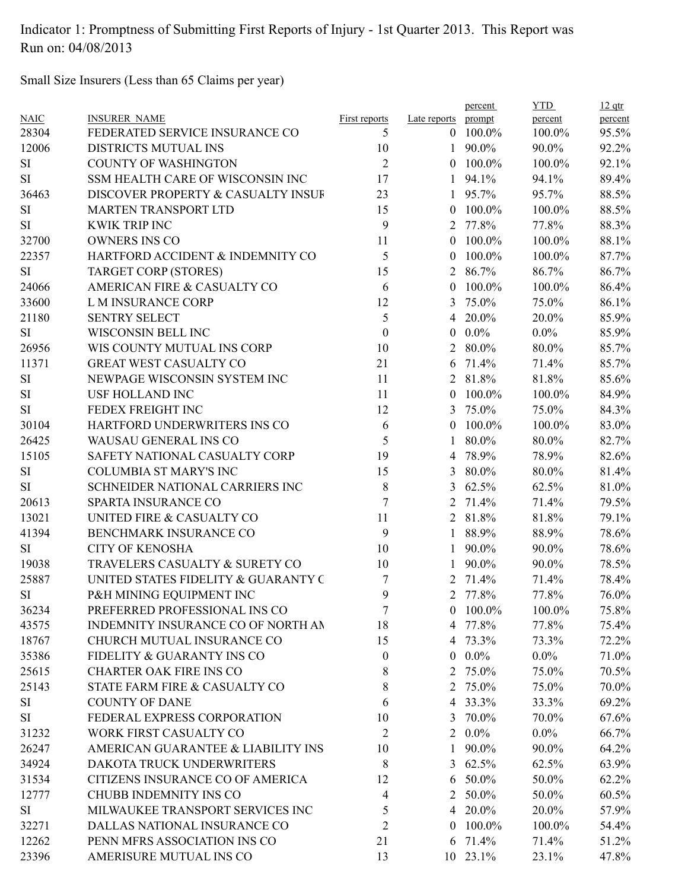Indicator 1: Promptness of Submitting First Reports of Injury - 1st Quarter 2013. This Report was Run on: 04/08/2013

Small Size Insurers (Less than 65 Claims per year)

| NAIC | INSURER_NAME | First reports | Late reports | percent prompt | YTD percent | 12 qtr percent |
|---|---|---|---|---|---|---|
| 28304 | FEDERATED SERVICE INSURANCE CO | 5 | 0 | 100.0% | 100.0% | 95.5% |
| 12006 | DISTRICTS MUTUAL INS | 10 | 1 | 90.0% | 90.0% | 92.2% |
| SI | COUNTY OF WASHINGTON | 2 | 0 | 100.0% | 100.0% | 92.1% |
| SI | SSM HEALTH CARE OF WISCONSIN INC | 17 | 1 | 94.1% | 94.1% | 89.4% |
| 36463 | DISCOVER PROPERTY & CASUALTY INSUR | 23 | 1 | 95.7% | 95.7% | 88.5% |
| SI | MARTEN TRANSPORT LTD | 15 | 0 | 100.0% | 100.0% | 88.5% |
| SI | KWIK TRIP INC | 9 | 2 | 77.8% | 77.8% | 88.3% |
| 32700 | OWNERS INS CO | 11 | 0 | 100.0% | 100.0% | 88.1% |
| 22357 | HARTFORD ACCIDENT & INDEMNITY CO | 5 | 0 | 100.0% | 100.0% | 87.7% |
| SI | TARGET CORP (STORES) | 15 | 2 | 86.7% | 86.7% | 86.7% |
| 24066 | AMERICAN FIRE & CASUALTY CO | 6 | 0 | 100.0% | 100.0% | 86.4% |
| 33600 | L M INSURANCE CORP | 12 | 3 | 75.0% | 75.0% | 86.1% |
| 21180 | SENTRY SELECT | 5 | 4 | 20.0% | 20.0% | 85.9% |
| SI | WISCONSIN BELL INC | 0 | 0 | 0.0% | 0.0% | 85.9% |
| 26956 | WIS COUNTY MUTUAL INS CORP | 10 | 2 | 80.0% | 80.0% | 85.7% |
| 11371 | GREAT WEST CASUALTY CO | 21 | 6 | 71.4% | 71.4% | 85.7% |
| SI | NEWPAGE WISCONSIN SYSTEM INC | 11 | 2 | 81.8% | 81.8% | 85.6% |
| SI | USF HOLLAND INC | 11 | 0 | 100.0% | 100.0% | 84.9% |
| SI | FEDEX FREIGHT INC | 12 | 3 | 75.0% | 75.0% | 84.3% |
| 30104 | HARTFORD UNDERWRITERS INS CO | 6 | 0 | 100.0% | 100.0% | 83.0% |
| 26425 | WAUSAU GENERAL INS CO | 5 | 1 | 80.0% | 80.0% | 82.7% |
| 15105 | SAFETY NATIONAL CASUALTY CORP | 19 | 4 | 78.9% | 78.9% | 82.6% |
| SI | COLUMBIA ST MARY'S INC | 15 | 3 | 80.0% | 80.0% | 81.4% |
| SI | SCHNEIDER NATIONAL CARRIERS INC | 8 | 3 | 62.5% | 62.5% | 81.0% |
| 20613 | SPARTA INSURANCE CO | 7 | 2 | 71.4% | 71.4% | 79.5% |
| 13021 | UNITED FIRE & CASUALTY CO | 11 | 2 | 81.8% | 81.8% | 79.1% |
| 41394 | BENCHMARK INSURANCE CO | 9 | 1 | 88.9% | 88.9% | 78.6% |
| SI | CITY OF KENOSHA | 10 | 1 | 90.0% | 90.0% | 78.6% |
| 19038 | TRAVELERS CASUALTY & SURETY CO | 10 | 1 | 90.0% | 90.0% | 78.5% |
| 25887 | UNITED STATES FIDELITY & GUARANTY C | 7 | 2 | 71.4% | 71.4% | 78.4% |
| SI | P&H MINING EQUIPMENT INC | 9 | 2 | 77.8% | 77.8% | 76.0% |
| 36234 | PREFERRED PROFESSIONAL INS CO | 7 | 0 | 100.0% | 100.0% | 75.8% |
| 43575 | INDEMNITY INSURANCE CO OF NORTH AM | 18 | 4 | 77.8% | 77.8% | 75.4% |
| 18767 | CHURCH MUTUAL INSURANCE CO | 15 | 4 | 73.3% | 73.3% | 72.2% |
| 35386 | FIDELITY & GUARANTY INS CO | 0 | 0 | 0.0% | 0.0% | 71.0% |
| 25615 | CHARTER OAK FIRE INS CO | 8 | 2 | 75.0% | 75.0% | 70.5% |
| 25143 | STATE FARM FIRE & CASUALTY CO | 8 | 2 | 75.0% | 75.0% | 70.0% |
| SI | COUNTY OF DANE | 6 | 4 | 33.3% | 33.3% | 69.2% |
| SI | FEDERAL EXPRESS CORPORATION | 10 | 3 | 70.0% | 70.0% | 67.6% |
| 31232 | WORK FIRST CASUALTY CO | 2 | 2 | 0.0% | 0.0% | 66.7% |
| 26247 | AMERICAN GUARANTEE & LIABILITY INS | 10 | 1 | 90.0% | 90.0% | 64.2% |
| 34924 | DAKOTA TRUCK UNDERWRITERS | 8 | 3 | 62.5% | 62.5% | 63.9% |
| 31534 | CITIZENS INSURANCE CO OF AMERICA | 12 | 6 | 50.0% | 50.0% | 62.2% |
| 12777 | CHUBB INDEMNITY INS CO | 4 | 2 | 50.0% | 50.0% | 60.5% |
| SI | MILWAUKEE TRANSPORT SERVICES INC | 5 | 4 | 20.0% | 20.0% | 57.9% |
| 32271 | DALLAS NATIONAL INSURANCE CO | 2 | 0 | 100.0% | 100.0% | 54.4% |
| 12262 | PENN MFRS ASSOCIATION INS CO | 21 | 6 | 71.4% | 71.4% | 51.2% |
| 23396 | AMERISURE MUTUAL INS CO | 13 | 10 | 23.1% | 23.1% | 47.8% |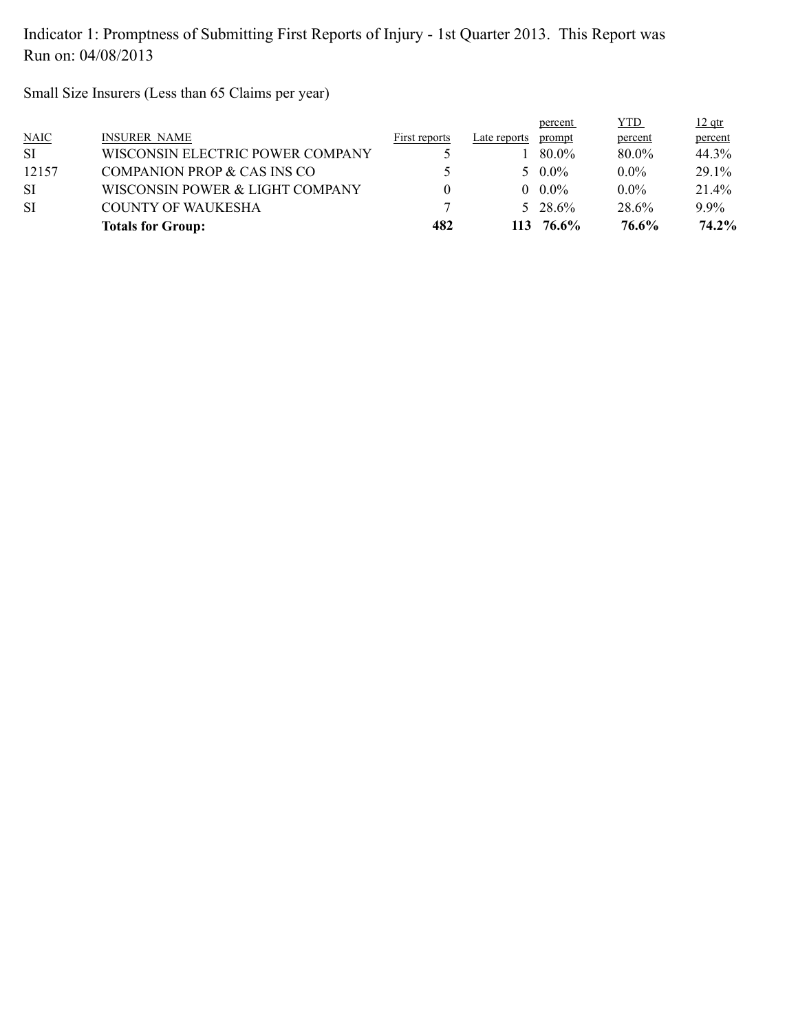Indicator 1: Promptness of Submitting First Reports of Injury - 1st Quarter 2013. This Report was Run on: 04/08/2013

Small Size Insurers (Less than 65 Claims per year)

| NAIC | INSURER NAME | First reports | Late reports | percent prompt | YTD percent | 12 qtr percent |
|---|---|---|---|---|---|---|
| SI | WISCONSIN ELECTRIC POWER COMPANY | 5 | 1 | 80.0% | 80.0% | 44.3% |
| 12157 | COMPANION PROP & CAS INS CO | 5 | 5 | 0.0% | 0.0% | 29.1% |
| SI | WISCONSIN POWER & LIGHT COMPANY | 0 | 0 | 0.0% | 0.0% | 21.4% |
| SI | COUNTY OF WAUKESHA | 7 | 5 | 28.6% | 28.6% | 9.9% |
| | **Totals for Group:** | **482** | **113** | **76.6%** | **76.6%** | **74.2%** |